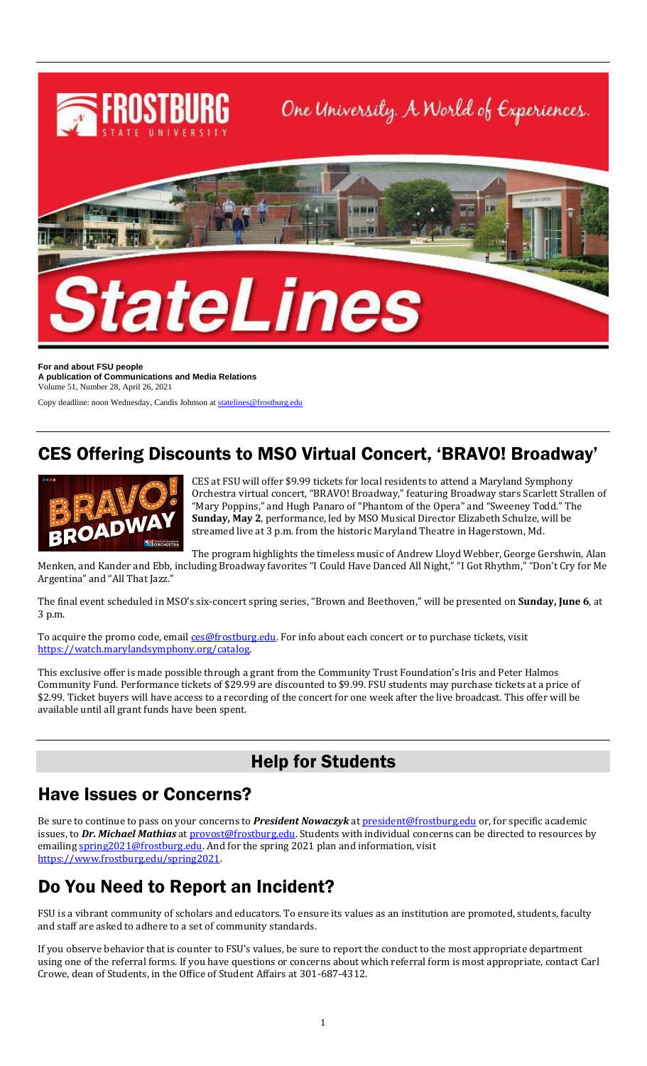**For and about FSU people**
**A publication of Communications and Media Relations**
Volume 51, Number 28, April 26, 2021

Copy deadline: noon Wednesday, Candis Johnson at statelines@frostburg.edu

## CES Offering Discounts to MSO Virtual Concert, 'BRAVO! Broadway'

CES at FSU will offer $9.99 tickets for local residents to attend a Maryland Symphony Orchestra virtual concert, "BRAVO! Broadway," featuring Broadway stars Scarlett Strallen of "Mary Poppins," and Hugh Panaro of "Phantom of the Opera" and "Sweeney Todd." The **Sunday, May 2**, performance, led by MSO Musical Director Elizabeth Schulze, will be streamed live at 3 p.m. from the historic Maryland Theatre in Hagerstown, Md.

The program highlights the timeless music of Andrew Lloyd Webber, George Gershwin, Alan Menken, and Kander and Ebb, including Broadway favorites "I Could Have Danced All Night," "I Got Rhythm," "Don't Cry for Me Argentina" and "All That Jazz."

The final event scheduled in MSO's six-concert spring series, "Brown and Beethoven," will be presented on **Sunday, June 6**, at 3 p.m.

To acquire the promo code, email ces@frostburg.edu. For info about each concert or to purchase tickets, visit https://watch.marylandsymphony.org/catalog.

This exclusive offer is made possible through a grant from the Community Trust Foundation's Iris and Peter Halmos Community Fund. Performance tickets of $29.99 are discounted to $9.99. FSU students may purchase tickets at a price of $2.99. Ticket buyers will have access to a recording of the concert for one week after the live broadcast. This offer will be available until all grant funds have been spent.

# Help for Students

## Have Issues or Concerns?

Be sure to continue to pass on your concerns to ***President Nowaczyk*** at president@frostburg.edu or, for specific academic issues, to ***Dr. Michael Mathias*** at provost@frostburg.edu. Students with individual concerns can be directed to resources by emailing spring2021@frostburg.edu. And for the spring 2021 plan and information, visit https://www.frostburg.edu/spring2021.

## Do You Need to Report an Incident?

FSU is a vibrant community of scholars and educators. To ensure its values as an institution are promoted, students, faculty and staff are asked to adhere to a set of community standards.

If you observe behavior that is counter to FSU's values, be sure to report the conduct to the most appropriate department using one of the referral forms. If you have questions or concerns about which referral form is most appropriate, contact Carl Crowe, dean of Students, in the Office of Student Affairs at 301-687-4312.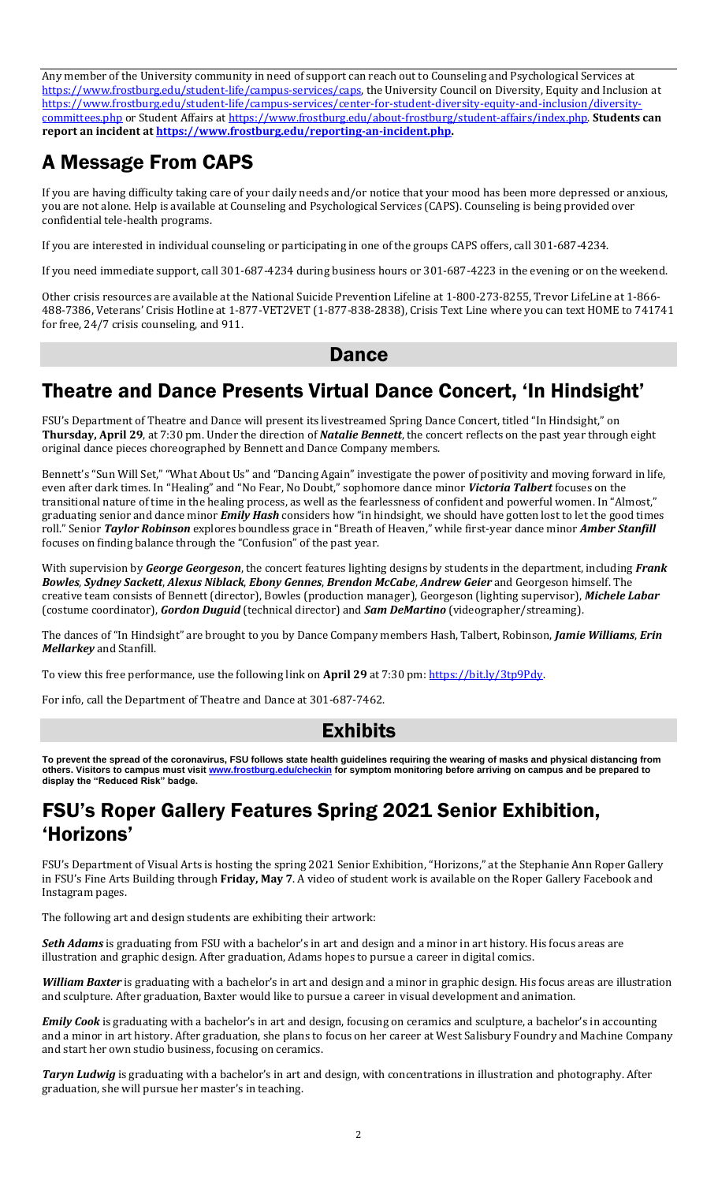Any member of the University community in need of support can reach out to Counseling and Psychological Services at https://www.frostburg.edu/student-life/campus-services/caps, the University Council on Diversity, Equity and Inclusion at https://www.frostburg.edu/student-life/campus-services/center-for-student-diversity-equity-and-inclusion/diversity-committees.php or Student Affairs at https://www.frostburg.edu/about-frostburg/student-affairs/index.php. **Students can report an incident at https://www.frostburg.edu/reporting-an-incident.php.**

## A Message From CAPS

If you are having difficulty taking care of your daily needs and/or notice that your mood has been more depressed or anxious, you are not alone. Help is available at Counseling and Psychological Services (CAPS). Counseling is being provided over confidential tele-health programs.

If you are interested in individual counseling or participating in one of the groups CAPS offers, call 301-687-4234.

If you need immediate support, call 301-687-4234 during business hours or 301-687-4223 in the evening or on the weekend.

Other crisis resources are available at the National Suicide Prevention Lifeline at 1-800-273-8255, Trevor LifeLine at 1-866-488-7386, Veterans' Crisis Hotline at 1-877-VET2VET (1-877-838-2838), Crisis Text Line where you can text HOME to 741741 for free, 24/7 crisis counseling, and 911.

# Dance

## Theatre and Dance Presents Virtual Dance Concert, 'In Hindsight'

FSU's Department of Theatre and Dance will present its livestreamed Spring Dance Concert, titled "In Hindsight," on **Thursday, April 29**, at 7:30 pm. Under the direction of ***Natalie Bennett***, the concert reflects on the past year through eight original dance pieces choreographed by Bennett and Dance Company members.

Bennett's "Sun Will Set," "What About Us" and "Dancing Again" investigate the power of positivity and moving forward in life, even after dark times. In "Healing" and "No Fear, No Doubt," sophomore dance minor ***Victoria Talbert*** focuses on the transitional nature of time in the healing process, as well as the fearlessness of confident and powerful women. In "Almost," graduating senior and dance minor ***Emily Hash*** considers how "in hindsight, we should have gotten lost to let the good times roll." Senior ***Taylor Robinson*** explores boundless grace in "Breath of Heaven," while first-year dance minor ***Amber Stanfill*** focuses on finding balance through the "Confusion" of the past year.

With supervision by ***George Georgeson***, the concert features lighting designs by students in the department, including ***Frank Bowles***, ***Sydney Sackett***, ***Alexus Niblack***, ***Ebony Gennes***, ***Brendon McCabe***, ***Andrew Geier*** and Georgeson himself. The creative team consists of Bennett (director), Bowles (production manager), Georgeson (lighting supervisor), ***Michele Labar*** (costume coordinator), ***Gordon Duguid*** (technical director) and ***Sam DeMartino*** (videographer/streaming).

The dances of "In Hindsight" are brought to you by Dance Company members Hash, Talbert, Robinson, ***Jamie Williams***, ***Erin Mellarkey*** and Stanfill.

To view this free performance, use the following link on **April 29** at 7:30 pm: https://bit.ly/3tp9Pdy.

For info, call the Department of Theatre and Dance at 301-687-7462.

# Exhibits

**To prevent the spread of the coronavirus, FSU follows state health guidelines requiring the wearing of masks and physical distancing from others. Visitors to campus must visit www.frostburg.edu/checkin for symptom monitoring before arriving on campus and be prepared to display the "Reduced Risk" badge.**

## FSU's Roper Gallery Features Spring 2021 Senior Exhibition, 'Horizons'

FSU's Department of Visual Arts is hosting the spring 2021 Senior Exhibition, "Horizons," at the Stephanie Ann Roper Gallery in FSU's Fine Arts Building through **Friday, May 7**. A video of student work is available on the Roper Gallery Facebook and Instagram pages.

The following art and design students are exhibiting their artwork:

***Seth Adams*** is graduating from FSU with a bachelor's in art and design and a minor in art history. His focus areas are illustration and graphic design. After graduation, Adams hopes to pursue a career in digital comics.

***William Baxter*** is graduating with a bachelor's in art and design and a minor in graphic design. His focus areas are illustration and sculpture. After graduation, Baxter would like to pursue a career in visual development and animation.

***Emily Cook*** is graduating with a bachelor's in art and design, focusing on ceramics and sculpture, a bachelor's in accounting and a minor in art history. After graduation, she plans to focus on her career at West Salisbury Foundry and Machine Company and start her own studio business, focusing on ceramics.

***Taryn Ludwig*** is graduating with a bachelor's in art and design, with concentrations in illustration and photography. After graduation, she will pursue her master's in teaching.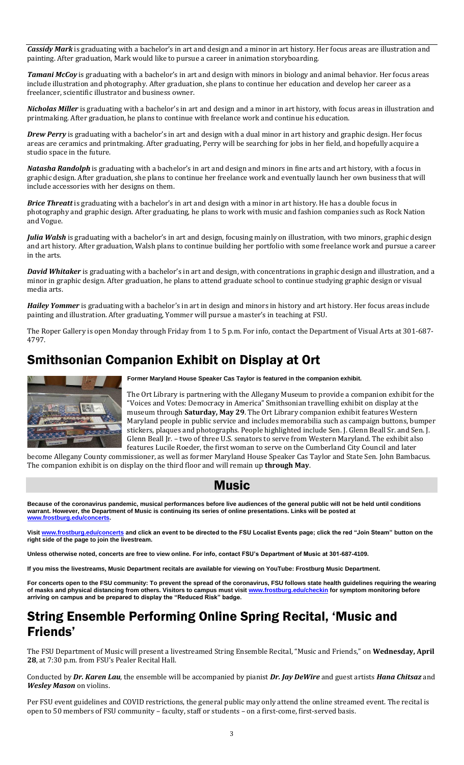***Cassidy Mark*** is graduating with a bachelor's in art and design and a minor in art history. Her focus areas are illustration and painting. After graduation, Mark would like to pursue a career in animation storyboarding.

***Tamani McCoy*** is graduating with a bachelor's in art and design with minors in biology and animal behavior. Her focus areas include illustration and photography. After graduation, she plans to continue her education and develop her career as a freelancer, scientific illustrator and business owner.

***Nicholas Miller*** is graduating with a bachelor's in art and design and a minor in art history, with focus areas in illustration and printmaking. After graduation, he plans to continue with freelance work and continue his education.

***Drew Perry*** is graduating with a bachelor's in art and design with a dual minor in art history and graphic design. Her focus areas are ceramics and printmaking. After graduating, Perry will be searching for jobs in her field, and hopefully acquire a studio space in the future.

***Natasha Randolph*** is graduating with a bachelor's in art and design and minors in fine arts and art history, with a focus in graphic design. After graduation, she plans to continue her freelance work and eventually launch her own business that will include accessories with her designs on them.

***Brice Threatt*** is graduating with a bachelor's in art and design with a minor in art history. He has a double focus in photography and graphic design. After graduating, he plans to work with music and fashion companies such as Rock Nation and Vogue.

***Julia Walsh*** is graduating with a bachelor's in art and design, focusing mainly on illustration, with two minors, graphic design and art history. After graduation, Walsh plans to continue building her portfolio with some freelance work and pursue a career in the arts.

***David Whitaker*** is graduating with a bachelor's in art and design, with concentrations in graphic design and illustration, and a minor in graphic design. After graduation, he plans to attend graduate school to continue studying graphic design or visual media arts.

***Hailey Yommer*** is graduating with a bachelor's in art in design and minors in history and art history. Her focus areas include painting and illustration. After graduating, Yommer will pursue a master's in teaching at FSU.

The Roper Gallery is open Monday through Friday from 1 to 5 p.m. For info, contact the Department of Visual Arts at 301-687-4797.

## Smithsonian Companion Exhibit on Display at Ort

**Former Maryland House Speaker Cas Taylor is featured in the companion exhibit.**

The Ort Library is partnering with the Allegany Museum to provide a companion exhibit for the "Voices and Votes: Democracy in America" Smithsonian travelling exhibit on display at the museum through **Saturday, May 29**. The Ort Library companion exhibit features Western Maryland people in public service and includes memorabilia such as campaign buttons, bumper stickers, plaques and photographs. People highlighted include Sen. J. Glenn Beall Sr. and Sen. J. Glenn Beall Jr. – two of three U.S. senators to serve from Western Maryland. The exhibit also features Lucile Roeder, the first woman to serve on the Cumberland City Council and later become Allegany County commissioner, as well as former Maryland House Speaker Cas Taylor and State Sen. John Bambacus. The companion exhibit is on display on the third floor and will remain up **through May**.

# Music

**Because of the coronavirus pandemic, musical performances before live audiences of the general public will not be held until conditions warrant. However, the Department of Music is continuing its series of online presentations. Links will be posted at www.frostburg.edu/concerts.**

**Visit www.frostburg.edu/concerts and click an event to be directed to the FSU Localist Events page; click the red "Join Steam" button on the right side of the page to join the livestream.**

**Unless otherwise noted, concerts are free to view online. For info, contact FSU's Department of Music at 301-687-4109.**

**If you miss the livestreams, Music Department recitals are available for viewing on YouTube: Frostburg Music Department.**

**For concerts open to the FSU community: To prevent the spread of the coronavirus, FSU follows state health guidelines requiring the wearing of masks and physical distancing from others. Visitors to campus must visit www.frostburg.edu/checkin for symptom monitoring before arriving on campus and be prepared to display the "Reduced Risk" badge.**

## String Ensemble Performing Online Spring Recital, 'Music and Friends'

The FSU Department of Music will present a livestreamed String Ensemble Recital, "Music and Friends," on **Wednesday, April 28**, at 7:30 p.m. from FSU's Pealer Recital Hall.

Conducted by ***Dr. Karen Lau***, the ensemble will be accompanied by pianist ***Dr. Jay DeWire*** and guest artists ***Hana Chitsaz*** and ***Wesley Mason*** on violins.

Per FSU event guidelines and COVID restrictions, the general public may only attend the online streamed event. The recital is open to 50 members of FSU community – faculty, staff or students – on a first-come, first-served basis.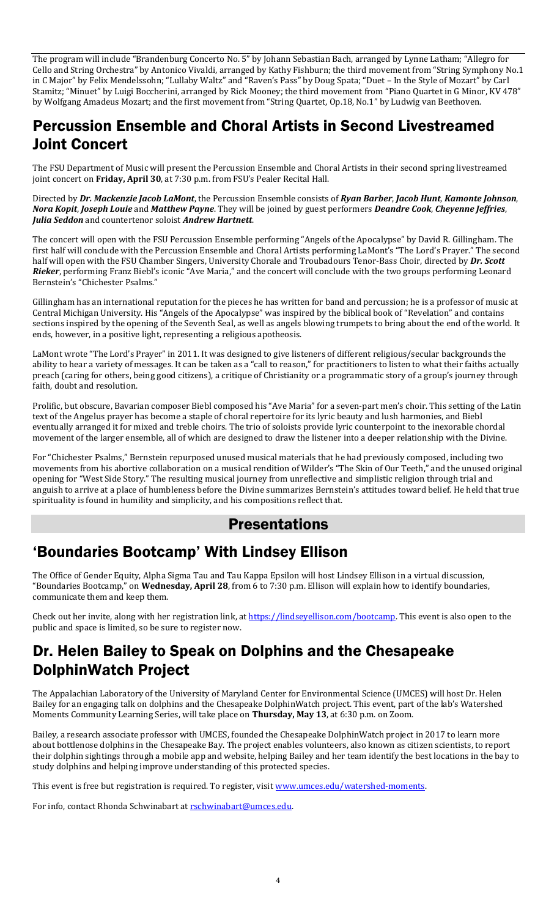The program will include "Brandenburg Concerto No. 5" by Johann Sebastian Bach, arranged by Lynne Latham; "Allegro for Cello and String Orchestra" by Antonico Vivaldi, arranged by Kathy Fishburn; the third movement from "String Symphony No.1 in C Major" by Felix Mendelssohn; "Lullaby Waltz" and "Raven's Pass" by Doug Spata; "Duet – In the Style of Mozart" by Carl Stamitz; "Minuet" by Luigi Boccherini, arranged by Rick Mooney; the third movement from "Piano Quartet in G Minor, KV 478" by Wolfgang Amadeus Mozart; and the first movement from "String Quartet, Op.18, No.1" by Ludwig van Beethoven.

## Percussion Ensemble and Choral Artists in Second Livestreamed Joint Concert

The FSU Department of Music will present the Percussion Ensemble and Choral Artists in their second spring livestreamed joint concert on **Friday, April 30**, at 7:30 p.m. from FSU's Pealer Recital Hall.

Directed by ***Dr. Mackenzie Jacob LaMont***, the Percussion Ensemble consists of ***Ryan Barber***, ***Jacob Hunt***, ***Kamonte Johnson***, ***Nora Kopit***, ***Joseph Louie*** and ***Matthew Payne***. They will be joined by guest performers ***Deandre Cook***, ***Cheyenne Jeffries***, ***Julia Seddon*** and countertenor soloist ***Andrew Hartnett***.

The concert will open with the FSU Percussion Ensemble performing "Angels of the Apocalypse" by David R. Gillingham. The first half will conclude with the Percussion Ensemble and Choral Artists performing LaMont's "The Lord's Prayer." The second half will open with the FSU Chamber Singers, University Chorale and Troubadours Tenor-Bass Choir, directed by ***Dr. Scott Rieker***, performing Franz Biebl's iconic "Ave Maria," and the concert will conclude with the two groups performing Leonard Bernstein's "Chichester Psalms."

Gillingham has an international reputation for the pieces he has written for band and percussion; he is a professor of music at Central Michigan University. His "Angels of the Apocalypse" was inspired by the biblical book of "Revelation" and contains sections inspired by the opening of the Seventh Seal, as well as angels blowing trumpets to bring about the end of the world. It ends, however, in a positive light, representing a religious apotheosis.

LaMont wrote "The Lord's Prayer" in 2011. It was designed to give listeners of different religious/secular backgrounds the ability to hear a variety of messages. It can be taken as a "call to reason," for practitioners to listen to what their faiths actually preach (caring for others, being good citizens), a critique of Christianity or a programmatic story of a group's journey through faith, doubt and resolution.

Prolific, but obscure, Bavarian composer Biebl composed his "Ave Maria" for a seven-part men's choir. This setting of the Latin text of the Angelus prayer has become a staple of choral repertoire for its lyric beauty and lush harmonies, and Biebl eventually arranged it for mixed and treble choirs. The trio of soloists provide lyric counterpoint to the inexorable chordal movement of the larger ensemble, all of which are designed to draw the listener into a deeper relationship with the Divine.

For "Chichester Psalms," Bernstein repurposed unused musical materials that he had previously composed, including two movements from his abortive collaboration on a musical rendition of Wilder's "The Skin of Our Teeth," and the unused original opening for "West Side Story." The resulting musical journey from unreflective and simplistic religion through trial and anguish to arrive at a place of humbleness before the Divine summarizes Bernstein's attitudes toward belief. He held that true spirituality is found in humility and simplicity, and his compositions reflect that.

# Presentations

## 'Boundaries Bootcamp' With Lindsey Ellison

The Office of Gender Equity, Alpha Sigma Tau and Tau Kappa Epsilon will host Lindsey Ellison in a virtual discussion, "Boundaries Bootcamp," on **Wednesday, April 28**, from 6 to 7:30 p.m. Ellison will explain how to identify boundaries, communicate them and keep them.

Check out her invite, along with her registration link, at https://lindseyellison.com/bootcamp. This event is also open to the public and space is limited, so be sure to register now.

## Dr. Helen Bailey to Speak on Dolphins and the Chesapeake DolphinWatch Project

The Appalachian Laboratory of the University of Maryland Center for Environmental Science (UMCES) will host Dr. Helen Bailey for an engaging talk on dolphins and the Chesapeake DolphinWatch project. This event, part of the lab's Watershed Moments Community Learning Series, will take place on **Thursday, May 13**, at 6:30 p.m. on Zoom.

Bailey, a research associate professor with UMCES, founded the Chesapeake DolphinWatch project in 2017 to learn more about bottlenose dolphins in the Chesapeake Bay. The project enables volunteers, also known as citizen scientists, to report their dolphin sightings through a mobile app and website, helping Bailey and her team identify the best locations in the bay to study dolphins and helping improve understanding of this protected species.

This event is free but registration is required. To register, visit www.umces.edu/watershed-moments.

For info, contact Rhonda Schwinabart at rschwinabart@umces.edu.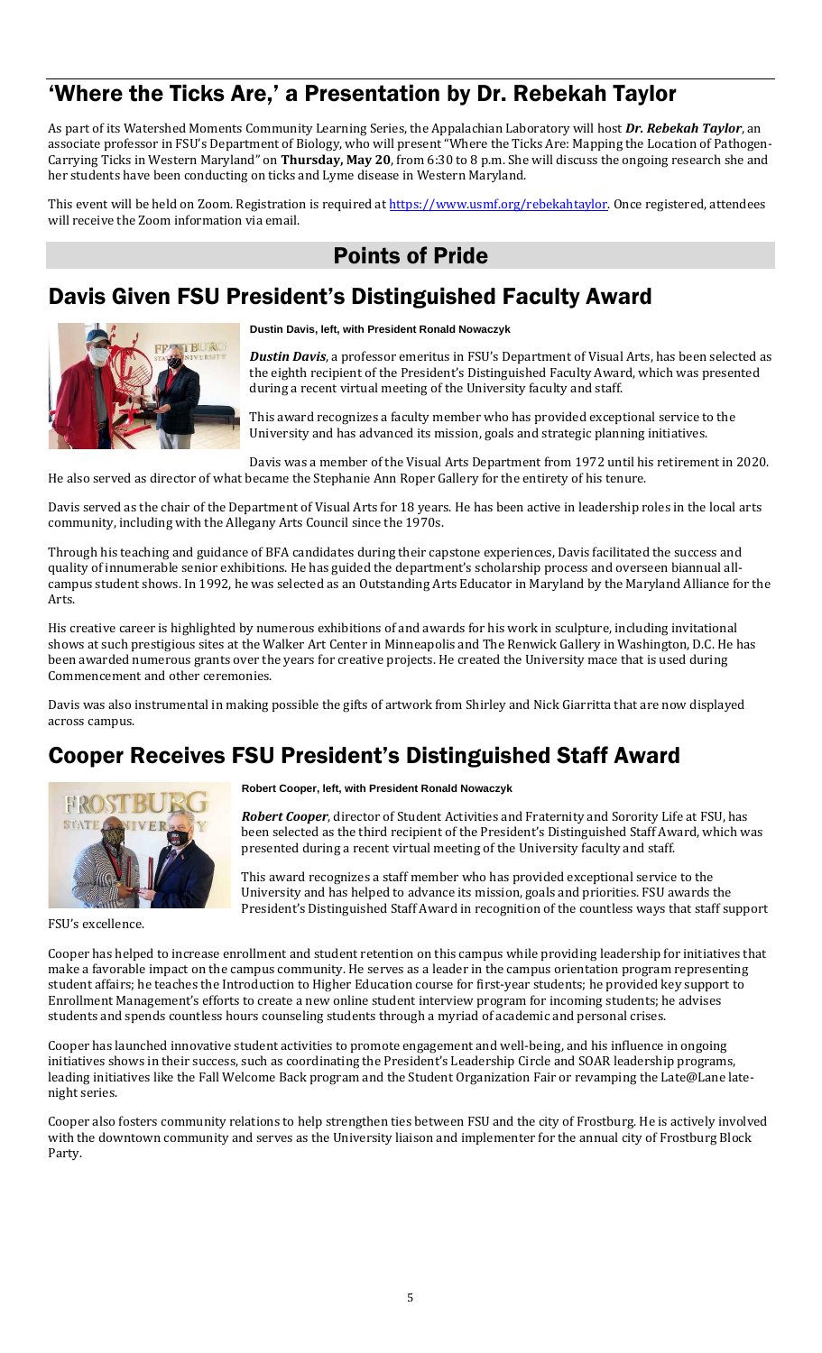## 'Where the Ticks Are,' a Presentation by Dr. Rebekah Taylor

As part of its Watershed Moments Community Learning Series, the Appalachian Laboratory will host ***Dr. Rebekah Taylor***, an associate professor in FSU's Department of Biology, who will present "Where the Ticks Are: Mapping the Location of Pathogen-Carrying Ticks in Western Maryland" on **Thursday, May 20**, from 6:30 to 8 p.m. She will discuss the ongoing research she and her students have been conducting on ticks and Lyme disease in Western Maryland.

This event will be held on Zoom. Registration is required at https://www.usmf.org/rebekahtaylor. Once registered, attendees will receive the Zoom information via email.

# Points of Pride

## Davis Given FSU President's Distinguished Faculty Award

**Dustin Davis, left, with President Ronald Nowaczyk**

***Dustin Davis***, a professor emeritus in FSU's Department of Visual Arts, has been selected as the eighth recipient of the President's Distinguished Faculty Award, which was presented during a recent virtual meeting of the University faculty and staff.

This award recognizes a faculty member who has provided exceptional service to the University and has advanced its mission, goals and strategic planning initiatives.

Davis was a member of the Visual Arts Department from 1972 until his retirement in 2020. He also served as director of what became the Stephanie Ann Roper Gallery for the entirety of his tenure.

Davis served as the chair of the Department of Visual Arts for 18 years. He has been active in leadership roles in the local arts community, including with the Allegany Arts Council since the 1970s.

Through his teaching and guidance of BFA candidates during their capstone experiences, Davis facilitated the success and quality of innumerable senior exhibitions. He has guided the department's scholarship process and overseen biannual all-campus student shows. In 1992, he was selected as an Outstanding Arts Educator in Maryland by the Maryland Alliance for the Arts.

His creative career is highlighted by numerous exhibitions of and awards for his work in sculpture, including invitational shows at such prestigious sites at the Walker Art Center in Minneapolis and The Renwick Gallery in Washington, D.C. He has been awarded numerous grants over the years for creative projects. He created the University mace that is used during Commencement and other ceremonies.

Davis was also instrumental in making possible the gifts of artwork from Shirley and Nick Giarritta that are now displayed across campus.

## Cooper Receives FSU President's Distinguished Staff Award

**Robert Cooper, left, with President Ronald Nowaczyk**

***Robert Cooper***, director of Student Activities and Fraternity and Sorority Life at FSU, has been selected as the third recipient of the President's Distinguished Staff Award, which was presented during a recent virtual meeting of the University faculty and staff.

This award recognizes a staff member who has provided exceptional service to the University and has helped to advance its mission, goals and priorities. FSU awards the President's Distinguished Staff Award in recognition of the countless ways that staff support FSU's excellence.

Cooper has helped to increase enrollment and student retention on this campus while providing leadership for initiatives that make a favorable impact on the campus community. He serves as a leader in the campus orientation program representing student affairs; he teaches the Introduction to Higher Education course for first-year students; he provided key support to Enrollment Management's efforts to create a new online student interview program for incoming students; he advises students and spends countless hours counseling students through a myriad of academic and personal crises.

Cooper has launched innovative student activities to promote engagement and well-being, and his influence in ongoing initiatives shows in their success, such as coordinating the President's Leadership Circle and SOAR leadership programs, leading initiatives like the Fall Welcome Back program and the Student Organization Fair or revamping the Late@Lane late-night series.

Cooper also fosters community relations to help strengthen ties between FSU and the city of Frostburg. He is actively involved with the downtown community and serves as the University liaison and implementer for the annual city of Frostburg Block Party.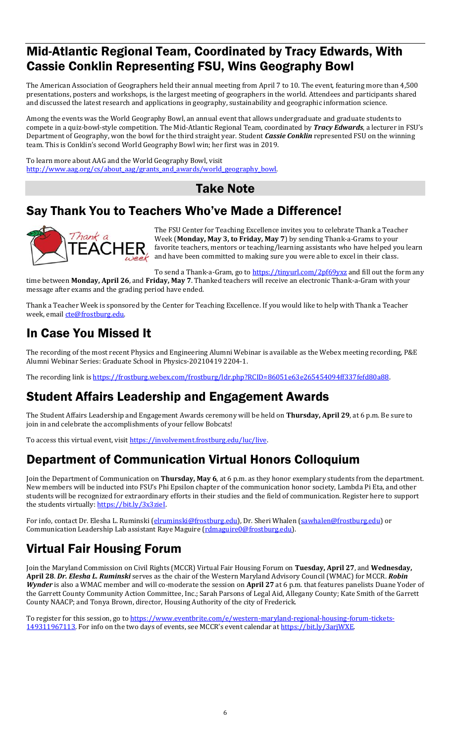## Mid-Atlantic Regional Team, Coordinated by Tracy Edwards, With Cassie Conklin Representing FSU, Wins Geography Bowl

The American Association of Geographers held their annual meeting from April 7 to 10. The event, featuring more than 4,500 presentations, posters and workshops, is the largest meeting of geographers in the world. Attendees and participants shared and discussed the latest research and applications in geography, sustainability and geographic information science.

Among the events was the World Geography Bowl, an annual event that allows undergraduate and graduate students to compete in a quiz-bowl-style competition. The Mid-Atlantic Regional Team, coordinated by ***Tracy Edwards***, a lecturer in FSU's Department of Geography, won the bowl for the third straight year. Student ***Cassie Conklin*** represented FSU on the winning team. This is Conklin's second World Geography Bowl win; her first was in 2019.

To learn more about AAG and the World Geography Bowl, visit http://www.aag.org/cs/about_aag/grants_and_awards/world_geography_bowl.

# Take Note

## Say Thank You to Teachers Who've Made a Difference!

The FSU Center for Teaching Excellence invites you to celebrate Thank a Teacher Week (**Monday, May 3, to Friday, May 7**) by sending Thank-a-Grams to your favorite teachers, mentors or teaching/learning assistants who have helped you learn and have been committed to making sure you were able to excel in their class.

To send a Thank-a-Gram, go to https://tinyurl.com/2pf69yxz and fill out the form any time between **Monday, April 26**, and **Friday, May 7**. Thanked teachers will receive an electronic Thank-a-Gram with your message after exams and the grading period have ended.

Thank a Teacher Week is sponsored by the Center for Teaching Excellence. If you would like to help with Thank a Teacher week, email cte@frostburg.edu.

## In Case You Missed It

The recording of the most recent Physics and Engineering Alumni Webinar is available as the Webex meeting recording, P&E Alumni Webinar Series: Graduate School in Physics-20210419 2204-1.

The recording link is https://frostburg.webex.com/frostburg/ldr.php?RCID=86051e63e265454094ff337fefd80a88.

## Student Affairs Leadership and Engagement Awards

The Student Affairs Leadership and Engagement Awards ceremony will be held on **Thursday, April 29**, at 6 p.m. Be sure to join in and celebrate the accomplishments of your fellow Bobcats!

To access this virtual event, visit https://involvement.frostburg.edu/luc/live.

## Department of Communication Virtual Honors Colloquium

Join the Department of Communication on **Thursday, May 6**, at 6 p.m. as they honor exemplary students from the department. New members will be inducted into FSU's Phi Epsilon chapter of the communication honor society, Lambda Pi Eta, and other students will be recognized for extraordinary efforts in their studies and the field of communication. Register here to support the students virtually: https://bit.ly/3x3zieI.

For info, contact Dr. Elesha L. Ruminski (elruminski@frostburg.edu), Dr. Sheri Whalen (sawhalen@frostburg.edu) or Communication Leadership Lab assistant Raye Maguire (rdmaguire0@frostburg.edu).

## Virtual Fair Housing Forum

Join the Maryland Commission on Civil Rights (MCCR) Virtual Fair Housing Forum on **Tuesday, April 27**, and **Wednesday, April 28**. ***Dr. Elesha L. Ruminski*** serves as the chair of the Western Maryland Advisory Council (WMAC) for MCCR. ***Robin Wynder*** is also a WMAC member and will co-moderate the session on **April 27** at 6 p.m. that features panelists Duane Yoder of the Garrett County Community Action Committee, Inc.; Sarah Parsons of Legal Aid, Allegany County; Kate Smith of the Garrett County NAACP; and Tonya Brown, director, Housing Authority of the city of Frederick.

To register for this session, go to https://www.eventbrite.com/e/western-maryland-regional-housing-forum-tickets-149311967113. For info on the two days of events, see MCCR's event calendar at https://bit.ly/3arjWXE.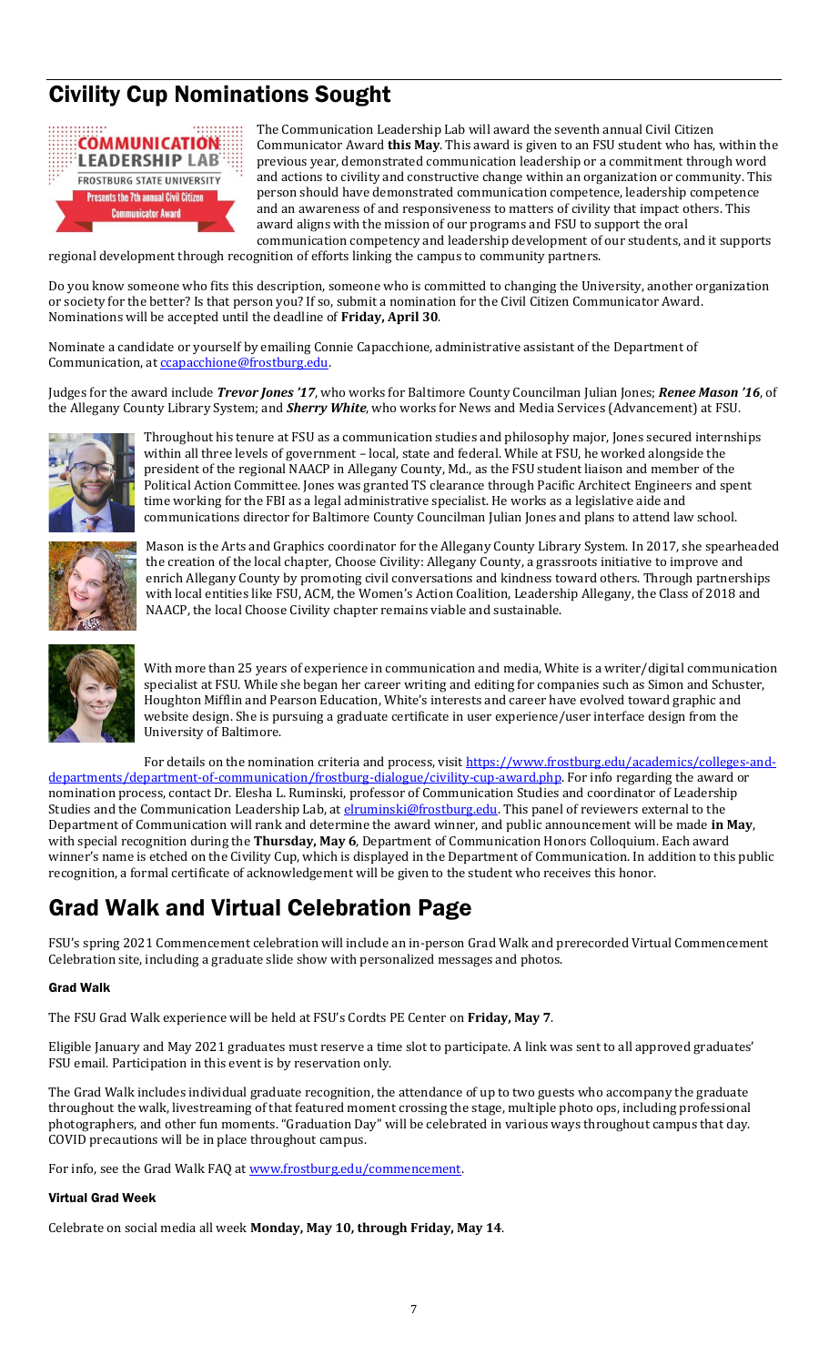## Civility Cup Nominations Sought

The Communication Leadership Lab will award the seventh annual Civil Citizen Communicator Award **this May**. This award is given to an FSU student who has, within the previous year, demonstrated communication leadership or a commitment through word and actions to civility and constructive change within an organization or community. This person should have demonstrated communication competence, leadership competence and an awareness of and responsiveness to matters of civility that impact others. This award aligns with the mission of our programs and FSU to support the oral communication competency and leadership development of our students, and it supports regional development through recognition of efforts linking the campus to community partners.

Do you know someone who fits this description, someone who is committed to changing the University, another organization or society for the better? Is that person you? If so, submit a nomination for the Civil Citizen Communicator Award. Nominations will be accepted until the deadline of **Friday, April 30**.

Nominate a candidate or yourself by emailing Connie Capacchione, administrative assistant of the Department of Communication, at ccapacchione@frostburg.edu.

Judges for the award include ***Trevor Jones '17***, who works for Baltimore County Councilman Julian Jones; ***Renee Mason '16***, of the Allegany County Library System; and ***Sherry White***, who works for News and Media Services (Advancement) at FSU.

Throughout his tenure at FSU as a communication studies and philosophy major, Jones secured internships within all three levels of government – local, state and federal. While at FSU, he worked alongside the president of the regional NAACP in Allegany County, Md., as the FSU student liaison and member of the Political Action Committee. Jones was granted TS clearance through Pacific Architect Engineers and spent time working for the FBI as a legal administrative specialist. He works as a legislative aide and communications director for Baltimore County Councilman Julian Jones and plans to attend law school.

Mason is the Arts and Graphics coordinator for the Allegany County Library System. In 2017, she spearheaded the creation of the local chapter, Choose Civility: Allegany County, a grassroots initiative to improve and enrich Allegany County by promoting civil conversations and kindness toward others. Through partnerships with local entities like FSU, ACM, the Women's Action Coalition, Leadership Allegany, the Class of 2018 and NAACP, the local Choose Civility chapter remains viable and sustainable.

With more than 25 years of experience in communication and media, White is a writer/digital communication specialist at FSU. While she began her career writing and editing for companies such as Simon and Schuster, Houghton Mifflin and Pearson Education, White's interests and career have evolved toward graphic and website design. She is pursuing a graduate certificate in user experience/user interface design from the University of Baltimore.

For details on the nomination criteria and process, visit https://www.frostburg.edu/academics/colleges-and-departments/department-of-communication/frostburg-dialogue/civility-cup-award.php. For info regarding the award or nomination process, contact Dr. Elesha L. Ruminski, professor of Communication Studies and coordinator of Leadership Studies and the Communication Leadership Lab, at elruminski@frostburg.edu. This panel of reviewers external to the Department of Communication will rank and determine the award winner, and public announcement will be made **in May**, with special recognition during the **Thursday, May 6**, Department of Communication Honors Colloquium. Each award winner's name is etched on the Civility Cup, which is displayed in the Department of Communication. In addition to this public recognition, a formal certificate of acknowledgement will be given to the student who receives this honor.

## Grad Walk and Virtual Celebration Page

FSU's spring 2021 Commencement celebration will include an in-person Grad Walk and prerecorded Virtual Commencement Celebration site, including a graduate slide show with personalized messages and photos.

#### Grad Walk

The FSU Grad Walk experience will be held at FSU's Cordts PE Center on **Friday, May 7**.

Eligible January and May 2021 graduates must reserve a time slot to participate. A link was sent to all approved graduates' FSU email. Participation in this event is by reservation only.

The Grad Walk includes individual graduate recognition, the attendance of up to two guests who accompany the graduate throughout the walk, livestreaming of that featured moment crossing the stage, multiple photo ops, including professional photographers, and other fun moments. "Graduation Day" will be celebrated in various ways throughout campus that day. COVID precautions will be in place throughout campus.

For info, see the Grad Walk FAQ at www.frostburg.edu/commencement.

#### Virtual Grad Week

Celebrate on social media all week **Monday, May 10, through Friday, May 14**.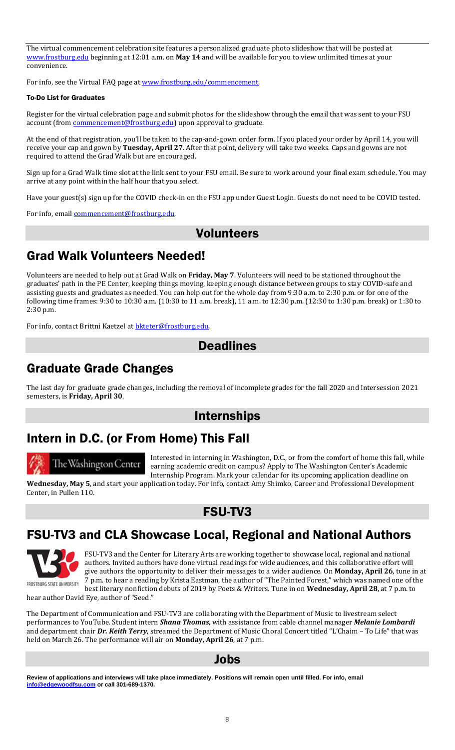The virtual commencement celebration site features a personalized graduate photo slideshow that will be posted at www.frostburg.edu beginning at 12:01 a.m. on **May 14** and will be available for you to view unlimited times at your convenience.

For info, see the Virtual FAQ page at www.frostburg.edu/commencement.

#### To-Do List for Graduates

Register for the virtual celebration page and submit photos for the slideshow through the email that was sent to your FSU account (from commencement@frostburg.edu) upon approval to graduate.

At the end of that registration, you'll be taken to the cap-and-gown order form. If you placed your order by April 14, you will receive your cap and gown by **Tuesday, April 27**. After that point, delivery will take two weeks. Caps and gowns are not required to attend the Grad Walk but are encouraged.

Sign up for a Grad Walk time slot at the link sent to your FSU email. Be sure to work around your final exam schedule. You may arrive at any point within the half hour that you select.

Have your guest(s) sign up for the COVID check-in on the FSU app under Guest Login. Guests do not need to be COVID tested.

For info, email commencement@frostburg.edu.

# Volunteers

## Grad Walk Volunteers Needed!

Volunteers are needed to help out at Grad Walk on **Friday, May 7**. Volunteers will need to be stationed throughout the graduates' path in the PE Center, keeping things moving, keeping enough distance between groups to stay COVID-safe and assisting guests and graduates as needed. You can help out for the whole day from 9:30 a.m. to 2:30 p.m. or for one of the following time frames: 9:30 to 10:30 a.m. (10:30 to 11 a.m. break), 11 a.m. to 12:30 p.m. (12:30 to 1:30 p.m. break) or 1:30 to 2:30 p.m.

For info, contact Brittni Kaetzel at bkteter@frostburg.edu.

# Deadlines

## Graduate Grade Changes

The last day for graduate grade changes, including the removal of incomplete grades for the fall 2020 and Intersession 2021 semesters, is **Friday, April 30**.

# Internships

## Intern in D.C. (or From Home) This Fall

Interested in interning in Washington, D.C., or from the comfort of home this fall, while earning academic credit on campus? Apply to The Washington Center's Academic Internship Program. Mark your calendar for its upcoming application deadline on **Wednesday, May 5**, and start your application today. For info, contact Amy Shimko, Career and Professional Development Center, in Pullen 110.

# FSU-TV3

## FSU-TV3 and CLA Showcase Local, Regional and National Authors

FSU-TV3 and the Center for Literary Arts are working together to showcase local, regional and national authors. Invited authors have done virtual readings for wide audiences, and this collaborative effort will give authors the opportunity to deliver their messages to a wider audience. On **Monday, April 26**, tune in at 7 p.m. to hear a reading by Krista Eastman, the author of "The Painted Forest," which was named one of the best literary nonfiction debuts of 2019 by Poets & Writers. Tune in on **Wednesday, April 28**, at 7 p.m. to hear author David Eye, author of "Seed."

The Department of Communication and FSU-TV3 are collaborating with the Department of Music to livestream select performances to YouTube. Student intern ***Shana Thomas***, with assistance from cable channel manager ***Melanie Lombardi*** and department chair ***Dr. Keith Terry***, streamed the Department of Music Choral Concert titled "L'Chaim – To Life" that was held on March 26. The performance will air on **Monday, April 26**, at 7 p.m.

# Jobs

**Review of applications and interviews will take place immediately. Positions will remain open until filled. For info, email info@edgewoodfsu.com or call 301-689-1370.**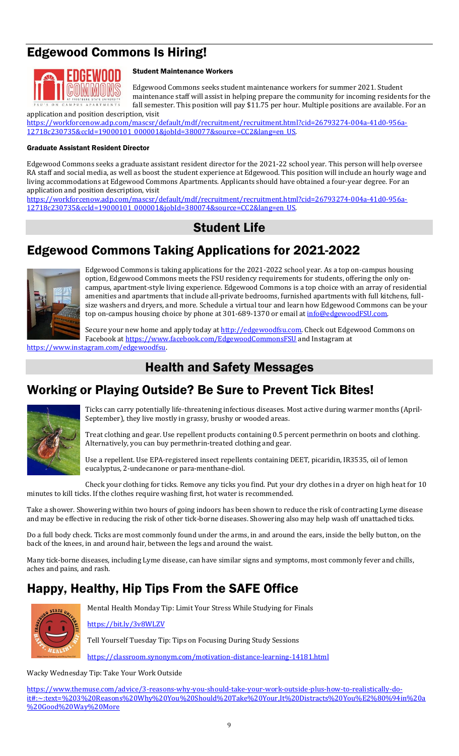## Edgewood Commons Is Hiring!

### Student Maintenance Workers

Edgewood Commons seeks student maintenance workers for summer 2021. Student maintenance staff will assist in helping prepare the community for incoming residents for the fall semester. This position will pay $11.75 per hour. Multiple positions are available. For an application and position description, visit https://workforcenow.adp.com/mascsr/default/mdf/recruitment/recruitment.html?cid=26793274-004a-41d0-956a-12718c230735&ccId=19000101_000001&jobId=380077&source=CC2&lang=en_US.

### Graduate Assistant Resident Director

Edgewood Commons seeks a graduate assistant resident director for the 2021-22 school year. This person will help oversee RA staff and social media, as well as boost the student experience at Edgewood. This position will include an hourly wage and living accommodations at Edgewood Commons Apartments. Applicants should have obtained a four-year degree. For an application and position description, visit https://workforcenow.adp.com/mascsr/default/mdf/recruitment/recruitment.html?cid=26793274-004a-41d0-956a-12718c230735&ccId=19000101_000001&jobId=380074&source=CC2&lang=en_US.

# Student Life

## Edgewood Commons Taking Applications for 2021-2022

Edgewood Commons is taking applications for the 2021-2022 school year. As a top on-campus housing option, Edgewood Commons meets the FSU residency requirements for students, offering the only on-campus, apartment-style living experience. Edgewood Commons is a top choice with an array of residential amenities and apartments that include all-private bedrooms, furnished apartments with full kitchens, full-size washers and dryers, and more. Schedule a virtual tour and learn how Edgewood Commons can be your top on-campus housing choice by phone at 301-689-1370 or email at info@edgewoodFSU.com.

Secure your new home and apply today at http://edgewoodfsu.com. Check out Edgewood Commons on Facebook at https://www.facebook.com/EdgewoodCommonsFSU and Instagram at https://www.instagram.com/edgewoodfsu.

# Health and Safety Messages

## Working or Playing Outside? Be Sure to Prevent Tick Bites!

Ticks can carry potentially life-threatening infectious diseases. Most active during warmer months (April-September), they live mostly in grassy, brushy or wooded areas.

Treat clothing and gear. Use repellent products containing 0.5 percent permethrin on boots and clothing. Alternatively, you can buy permethrin-treated clothing and gear.

Use a repellent. Use EPA-registered insect repellents containing DEET, picaridin, IR3535, oil of lemon eucalyptus, 2-undecanone or para-menthane-diol.

Check your clothing for ticks. Remove any ticks you find. Put your dry clothes in a dryer on high heat for 10 minutes to kill ticks. If the clothes require washing first, hot water is recommended.

Take a shower. Showering within two hours of going indoors has been shown to reduce the risk of contracting Lyme disease and may be effective in reducing the risk of other tick-borne diseases. Showering also may help wash off unattached ticks.

Do a full body check. Ticks are most commonly found under the arms, in and around the ears, inside the belly button, on the back of the knees, in and around hair, between the legs and around the waist.

Many tick-borne diseases, including Lyme disease, can have similar signs and symptoms, most commonly fever and chills, aches and pains, and rash.

## Happy, Healthy, Hip Tips From the SAFE Office

Mental Health Monday Tip: Limit Your Stress While Studying for Finals

https://bit.ly/3v8WLZV

Tell Yourself Tuesday Tip: Tips on Focusing During Study Sessions

https://classroom.synonym.com/motivation-distance-learning-14181.html

Wacky Wednesday Tip: Take Your Work Outside

https://www.themuse.com/advice/3-reasons-why-you-should-take-your-work-outside-plus-how-to-realistically-do-it#:~:text=%203%20Reasons%20Why%20You%20Should%20Take%20Your,It%20Distracts%20You%E2%80%94in%20a%20Good%20Way%20More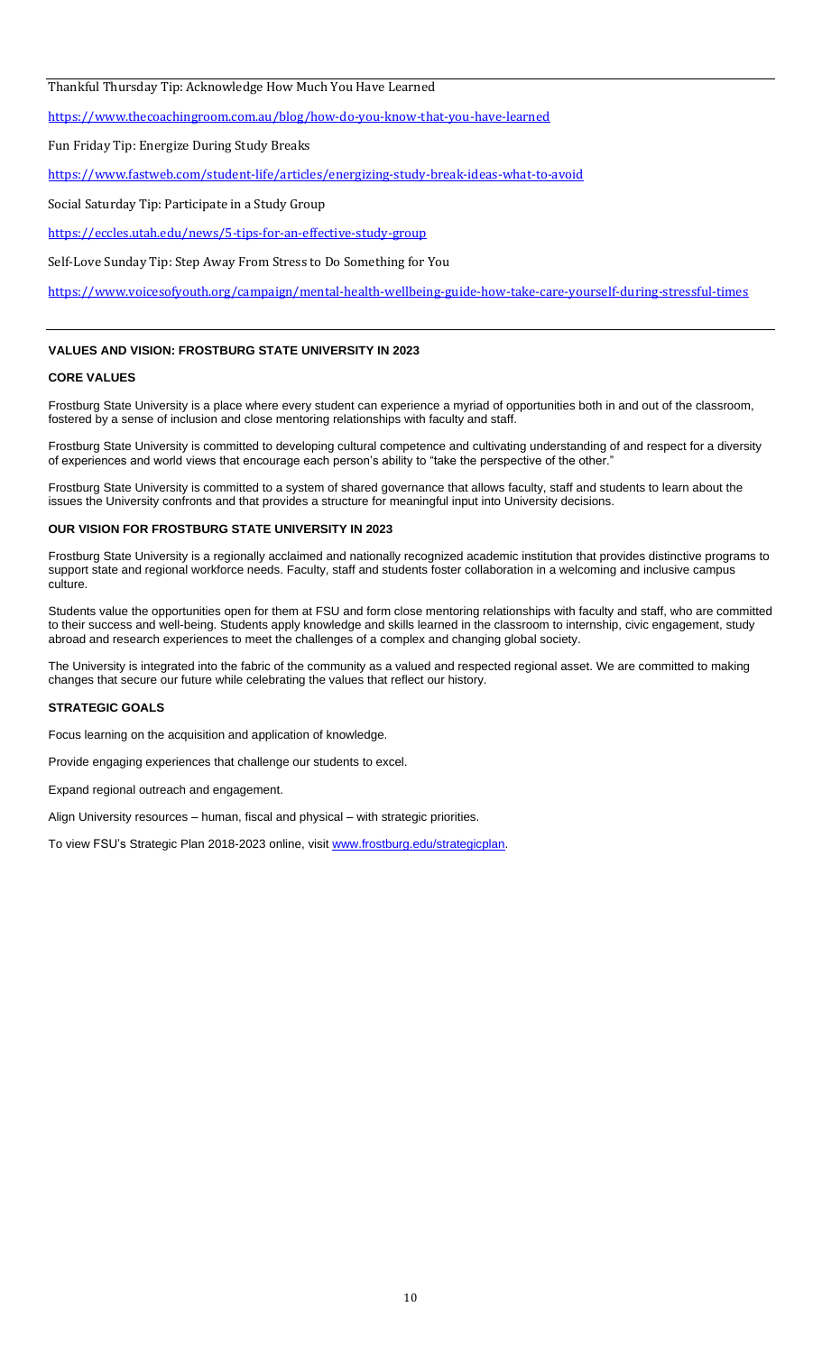Thankful Thursday Tip: Acknowledge How Much You Have Learned

https://www.thecoachingroom.com.au/blog/how-do-you-know-that-you-have-learned

Fun Friday Tip: Energize During Study Breaks

https://www.fastweb.com/student-life/articles/energizing-study-break-ideas-what-to-avoid

Social Saturday Tip: Participate in a Study Group

https://eccles.utah.edu/news/5-tips-for-an-effective-study-group

Self-Love Sunday Tip: Step Away From Stress to Do Something for You

https://www.voicesofyouth.org/campaign/mental-health-wellbeing-guide-how-take-care-yourself-during-stressful-times

---

## VALUES AND VISION: FROSTBURG STATE UNIVERSITY IN 2023

### CORE VALUES

Frostburg State University is a place where every student can experience a myriad of opportunities both in and out of the classroom, fostered by a sense of inclusion and close mentoring relationships with faculty and staff.

Frostburg State University is committed to developing cultural competence and cultivating understanding of and respect for a diversity of experiences and world views that encourage each person's ability to "take the perspective of the other."

Frostburg State University is committed to a system of shared governance that allows faculty, staff and students to learn about the issues the University confronts and that provides a structure for meaningful input into University decisions.

### OUR VISION FOR FROSTBURG STATE UNIVERSITY IN 2023

Frostburg State University is a regionally acclaimed and nationally recognized academic institution that provides distinctive programs to support state and regional workforce needs. Faculty, staff and students foster collaboration in a welcoming and inclusive campus culture.

Students value the opportunities open for them at FSU and form close mentoring relationships with faculty and staff, who are committed to their success and well-being. Students apply knowledge and skills learned in the classroom to internship, civic engagement, study abroad and research experiences to meet the challenges of a complex and changing global society.

The University is integrated into the fabric of the community as a valued and respected regional asset. We are committed to making changes that secure our future while celebrating the values that reflect our history.

### STRATEGIC GOALS

Focus learning on the acquisition and application of knowledge.

Provide engaging experiences that challenge our students to excel.

Expand regional outreach and engagement.

Align University resources – human, fiscal and physical – with strategic priorities.

To view FSU's Strategic Plan 2018-2023 online, visit www.frostburg.edu/strategicplan.